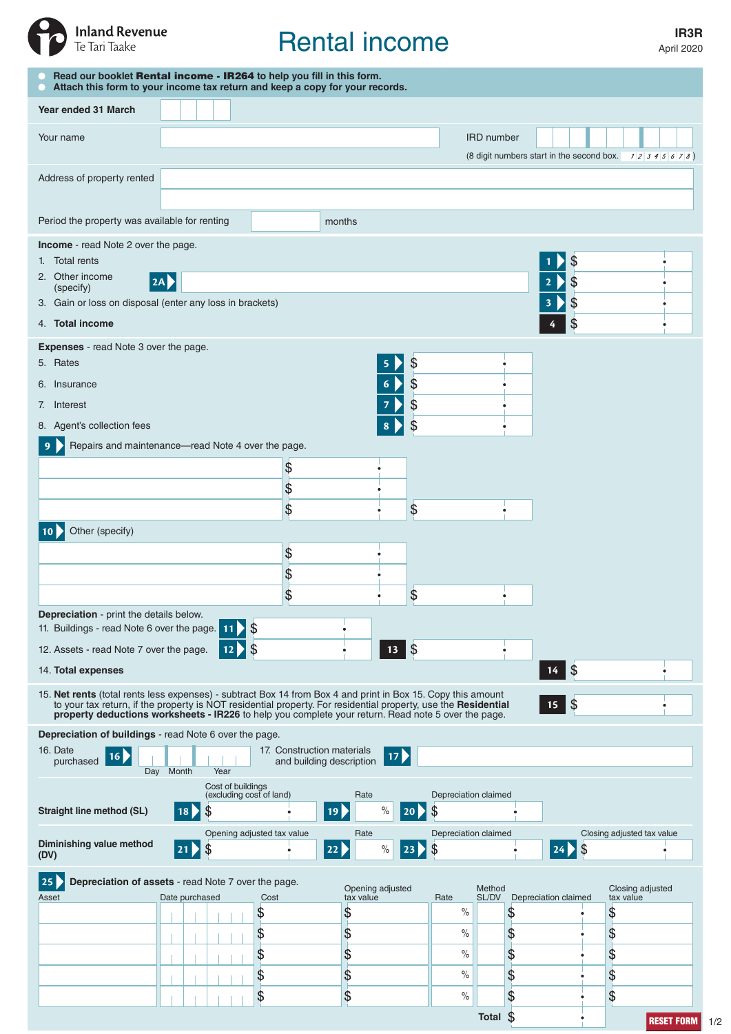Inland Revenue
Te Tari Taake

# Rental income

**IR3R**
April 2020

- Read our booklet **Rental income - IR264** to help you fill in this form.
- Attach this form to your income tax return and keep a copy for your records.

**Year ended 31 March**

Your name

IRD number
(8 digit numbers start in the second box. 1 2 3 4 5 6 7 8)

Address of property rented

Period the property was available for renting ______ months

**Income** - read Note 2 over the page.

1. Total rents **1** $
2. Other income (specify) **2A** **2** $
3. Gain or loss on disposal (enter any loss in brackets) **3** $
4. **Total income** **4** $

**Expenses** - read Note 3 over the page.

5. Rates **5** $
6. Insurance **6** $
7. Interest **7** $
8. Agent's collection fees **8** $

**9** Repairs and maintenance—read Note 4 over the page.

| | |
|---|---|
| | $ |
| | $ |
| | $ |

$

**10** Other (specify)

| | |
|---|---|
| | $ |
| | $ |
| | $ |

$

**Depreciation** - print the details below.

11. Buildings - read Note 6 over the page. **11** $
12. Assets - read Note 7 over the page. **12** $ **13** $
14. **Total expenses** **14** $

15. **Net rents** (total rents less expenses) - subtract Box 14 from Box 4 and print in Box 15. Copy this amount to your tax return, if the property is NOT residential property. For residential property, use the **Residential property deductions worksheets - IR226** to help you complete your return. Read note 5 over the page. **15** $

**Depreciation of buildings** - read Note 6 over the page.

16. Date purchased **16** Day Month Year

17. Construction materials and building description **17**

| | Cost of buildings (excluding cost of land) | Rate | Depreciation claimed | |
|---|---|---|---|---|
| **Straight line method (SL)** | **18** $ | **19** % | **20** $ | |

| | Opening adjusted tax value | Rate | Depreciation claimed | Closing adjusted tax value |
|---|---|---|---|---|
| **Diminishing value method (DV)** | **21** $ | **22** % | **23** $ | **24** $ |

**25** **Depreciation of assets** - read Note 7 over the page.

| Asset | Date purchased | Cost | Opening adjusted tax value | Rate | Method SL/DV | Depreciation claimed | Closing adjusted tax value |
|---|---|---|---|---|---|---|---|
| | | $ | $ | % | | $ | $ |
| | | $ | $ | % | | $ | $ |
| | | $ | $ | % | | $ | $ |
| | | $ | $ | % | | $ | $ |
| | | $ | $ | % | | $ | $ |
| | | | | | **Total** | $ | |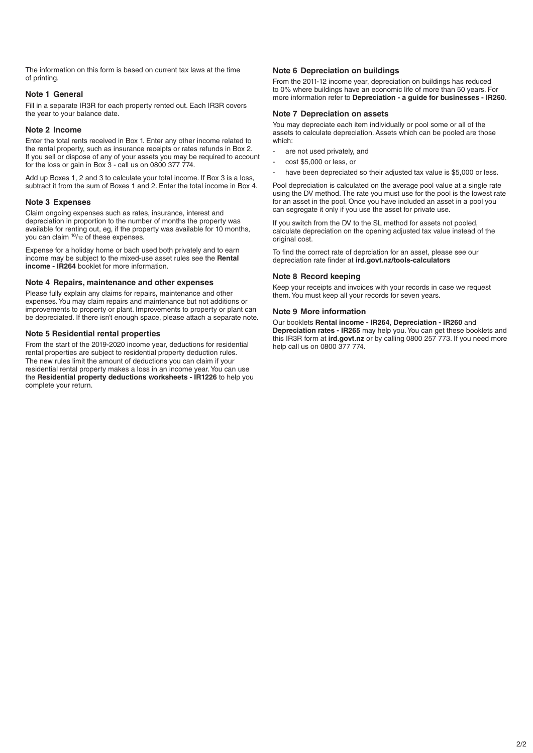The information on this form is based on current tax laws at the time of printing.

### Note 1 General

Fill in a separate IR3R for each property rented out. Each IR3R covers the year to your balance date.

### Note 2 Income

Enter the total rents received in Box 1. Enter any other income related to the rental property, such as insurance receipts or rates refunds in Box 2. If you sell or dispose of any of your assets you may be required to account for the loss or gain in Box 3 - call us on 0800 377 774.

Add up Boxes 1, 2 and 3 to calculate your total income. If Box 3 is a loss, subtract it from the sum of Boxes 1 and 2. Enter the total income in Box 4.

### Note 3 Expenses

Claim ongoing expenses such as rates, insurance, interest and depreciation in proportion to the number of months the property was available for renting out, eg, if the property was available for 10 months, you can claim $^{10}/_{12}$ of these expenses.

Expense for a holiday home or bach used both privately and to earn income may be subject to the mixed-use asset rules see the **Rental income - IR264** booklet for more information.

### Note 4 Repairs, maintenance and other expenses

Please fully explain any claims for repairs, maintenance and other expenses. You may claim repairs and maintenance but not additions or improvements to property or plant. Improvements to property or plant can be depreciated. If there isn't enough space, please attach a separate note.

### Note 5 Residential rental properties

From the start of the 2019-2020 income year, deductions for residential rental properties are subject to residential property deduction rules. The new rules limit the amount of deductions you can claim if your residential rental property makes a loss in an income year. You can use the **Residential property deductions worksheets - IR1226** to help you complete your return.

### Note 6 Depreciation on buildings

From the 2011-12 income year, depreciation on buildings has reduced to 0% where buildings have an economic life of more than 50 years. For more information refer to **Depreciation - a guide for businesses - IR260**.

### Note 7 Depreciation on assets

You may depreciate each item individually or pool some or all of the assets to calculate depreciation. Assets which can be pooled are those which:

- are not used privately, and
- cost $5,000 or less, or
- have been depreciated so their adjusted tax value is $5,000 or less.

Pool depreciation is calculated on the average pool value at a single rate using the DV method. The rate you must use for the pool is the lowest rate for an asset in the pool. Once you have included an asset in a pool you can segregate it only if you use the asset for private use.

If you switch from the DV to the SL method for assets not pooled, calculate depreciation on the opening adjusted tax value instead of the original cost.

To find the correct rate of deprciation for an asset, please see our depreciation rate finder at **ird.govt.nz/tools-calculators**

### Note 8 Record keeping

Keep your receipts and invoices with your records in case we request them. You must keep all your records for seven years.

### Note 9 More information

Our booklets **Rental income - IR264**, **Depreciation - IR260** and **Depreciation rates - IR265** may help you. You can get these booklets and this IR3R form at **ird.govt.nz** or by calling 0800 257 773. If you need more help call us on 0800 377 774.